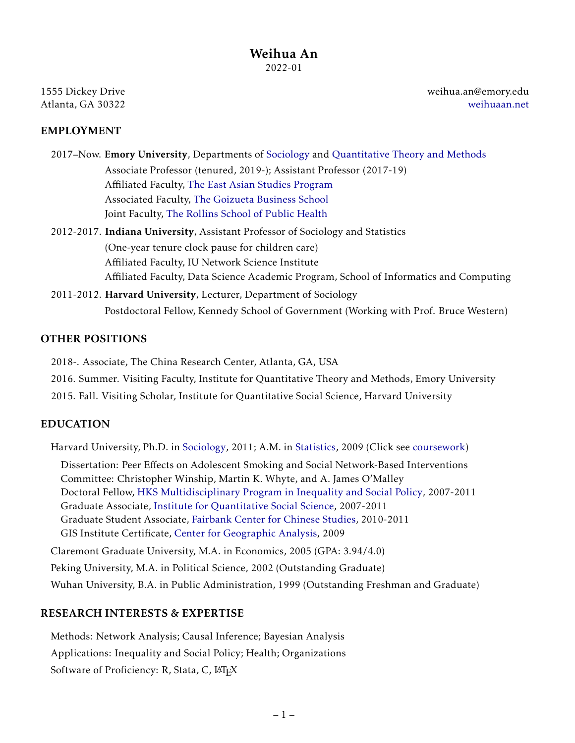# Weihua An

2022-01

1555 Dickey Drive
Atlanta, GA 30322

weihua.an@emory.edu
weihuaan.net

## EMPLOYMENT

2017–Now. **Emory University**, Departments of Sociology and Quantitative Theory and Methods
Associate Professor (tenured, 2019-); Assistant Professor (2017-19)
Affiliated Faculty, The East Asian Studies Program
Associated Faculty, The Goizueta Business School
Joint Faculty, The Rollins School of Public Health

2012-2017. **Indiana University**, Assistant Professor of Sociology and Statistics
(One-year tenure clock pause for children care)
Affiliated Faculty, IU Network Science Institute
Affiliated Faculty, Data Science Academic Program, School of Informatics and Computing

2011-2012. **Harvard University**, Lecturer, Department of Sociology
Postdoctoral Fellow, Kennedy School of Government (Working with Prof. Bruce Western)

## OTHER POSITIONS

2018-. Associate, The China Research Center, Atlanta, GA, USA

2016. Summer. Visiting Faculty, Institute for Quantitative Theory and Methods, Emory University

2015. Fall. Visiting Scholar, Institute for Quantitative Social Science, Harvard University

## EDUCATION

Harvard University, Ph.D. in Sociology, 2011; A.M. in Statistics, 2009 (Click see coursework)

Dissertation: Peer Effects on Adolescent Smoking and Social Network-Based Interventions
Committee: Christopher Winship, Martin K. Whyte, and A. James O'Malley
Doctoral Fellow, HKS Multidisciplinary Program in Inequality and Social Policy, 2007-2011
Graduate Associate, Institute for Quantitative Social Science, 2007-2011
Graduate Student Associate, Fairbank Center for Chinese Studies, 2010-2011
GIS Institute Certificate, Center for Geographic Analysis, 2009

Claremont Graduate University, M.A. in Economics, 2005 (GPA: 3.94/4.0)

Peking University, M.A. in Political Science, 2002 (Outstanding Graduate)

Wuhan University, B.A. in Public Administration, 1999 (Outstanding Freshman and Graduate)

## RESEARCH INTERESTS & EXPERTISE

Methods: Network Analysis; Causal Inference; Bayesian Analysis

Applications: Inequality and Social Policy; Health; Organizations

Software of Proficiency: R, Stata, C, LaTeX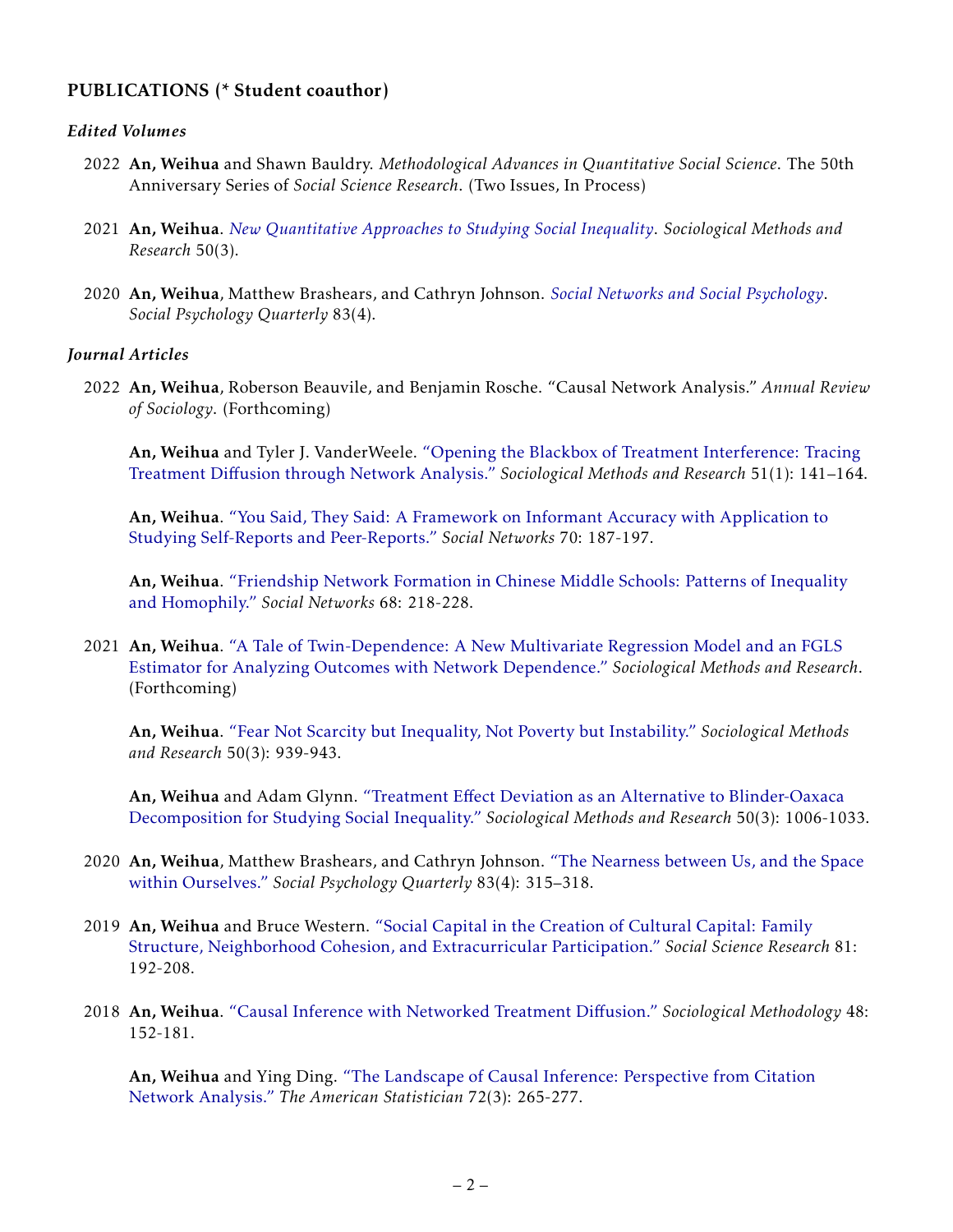## PUBLICATIONS (* Student coauthor)

### *Edited Volumes*

2022 **An, Weihua** and Shawn Bauldry. *Methodological Advances in Quantitative Social Science*. The 50th Anniversary Series of *Social Science Research*. (Two Issues, In Process)

2021 **An, Weihua**. *New Quantitative Approaches to Studying Social Inequality*. *Sociological Methods and Research* 50(3).

2020 **An, Weihua**, Matthew Brashears, and Cathryn Johnson. *Social Networks and Social Psychology*. *Social Psychology Quarterly* 83(4).

### *Journal Articles*

2022 **An, Weihua**, Roberson Beauvile, and Benjamin Rosche. "Causal Network Analysis." *Annual Review of Sociology*. (Forthcoming)

**An, Weihua** and Tyler J. VanderWeele. "Opening the Blackbox of Treatment Interference: Tracing Treatment Diffusion through Network Analysis." *Sociological Methods and Research* 51(1): 141–164.

**An, Weihua**. "You Said, They Said: A Framework on Informant Accuracy with Application to Studying Self-Reports and Peer-Reports." *Social Networks* 70: 187-197.

**An, Weihua**. "Friendship Network Formation in Chinese Middle Schools: Patterns of Inequality and Homophily." *Social Networks* 68: 218-228.

2021 **An, Weihua**. "A Tale of Twin-Dependence: A New Multivariate Regression Model and an FGLS Estimator for Analyzing Outcomes with Network Dependence." *Sociological Methods and Research*. (Forthcoming)

**An, Weihua**. "Fear Not Scarcity but Inequality, Not Poverty but Instability." *Sociological Methods and Research* 50(3): 939-943.

**An, Weihua** and Adam Glynn. "Treatment Effect Deviation as an Alternative to Blinder-Oaxaca Decomposition for Studying Social Inequality." *Sociological Methods and Research* 50(3): 1006-1033.

2020 **An, Weihua**, Matthew Brashears, and Cathryn Johnson. "The Nearness between Us, and the Space within Ourselves." *Social Psychology Quarterly* 83(4): 315–318.

2019 **An, Weihua** and Bruce Western. "Social Capital in the Creation of Cultural Capital: Family Structure, Neighborhood Cohesion, and Extracurricular Participation." *Social Science Research* 81: 192-208.

2018 **An, Weihua**. "Causal Inference with Networked Treatment Diffusion." *Sociological Methodology* 48: 152-181.

**An, Weihua** and Ying Ding. "The Landscape of Causal Inference: Perspective from Citation Network Analysis." *The American Statistician* 72(3): 265-277.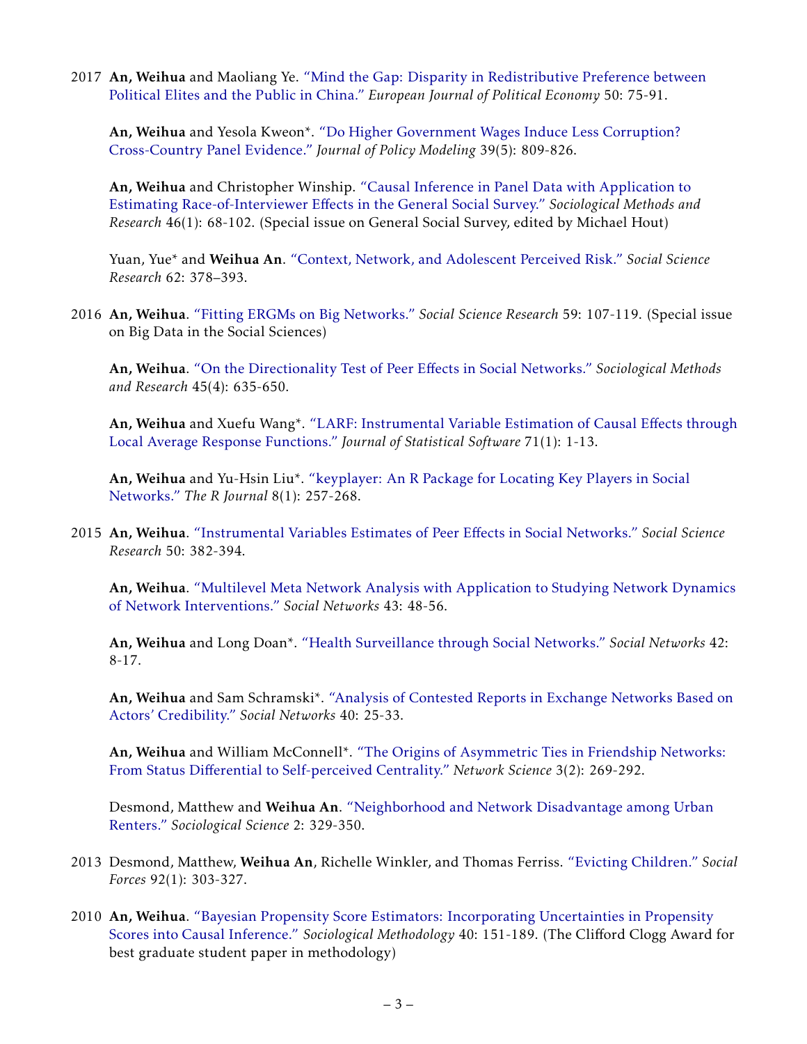2017 **An, Weihua** and Maoliang Ye. "Mind the Gap: Disparity in Redistributive Preference between Political Elites and the Public in China." *European Journal of Political Economy* 50: 75-91.

**An, Weihua** and Yesola Kweon*. "Do Higher Government Wages Induce Less Corruption? Cross-Country Panel Evidence." *Journal of Policy Modeling* 39(5): 809-826.

**An, Weihua** and Christopher Winship. "Causal Inference in Panel Data with Application to Estimating Race-of-Interviewer Effects in the General Social Survey." *Sociological Methods and Research* 46(1): 68-102. (Special issue on General Social Survey, edited by Michael Hout)

Yuan, Yue* and **Weihua An**. "Context, Network, and Adolescent Perceived Risk." *Social Science Research* 62: 378–393.

2016 **An, Weihua**. "Fitting ERGMs on Big Networks." *Social Science Research* 59: 107-119. (Special issue on Big Data in the Social Sciences)

**An, Weihua**. "On the Directionality Test of Peer Effects in Social Networks." *Sociological Methods and Research* 45(4): 635-650.

**An, Weihua** and Xuefu Wang*. "LARF: Instrumental Variable Estimation of Causal Effects through Local Average Response Functions." *Journal of Statistical Software* 71(1): 1-13.

**An, Weihua** and Yu-Hsin Liu*. "keyplayer: An R Package for Locating Key Players in Social Networks." *The R Journal* 8(1): 257-268.

2015 **An, Weihua**. "Instrumental Variables Estimates of Peer Effects in Social Networks." *Social Science Research* 50: 382-394.

**An, Weihua**. "Multilevel Meta Network Analysis with Application to Studying Network Dynamics of Network Interventions." *Social Networks* 43: 48-56.

**An, Weihua** and Long Doan*. "Health Surveillance through Social Networks." *Social Networks* 42: 8-17.

**An, Weihua** and Sam Schramski*. "Analysis of Contested Reports in Exchange Networks Based on Actors' Credibility." *Social Networks* 40: 25-33.

**An, Weihua** and William McConnell*. "The Origins of Asymmetric Ties in Friendship Networks: From Status Differential to Self-perceived Centrality." *Network Science* 3(2): 269-292.

Desmond, Matthew and **Weihua An**. "Neighborhood and Network Disadvantage among Urban Renters." *Sociological Science* 2: 329-350.

2013 Desmond, Matthew, **Weihua An**, Richelle Winkler, and Thomas Ferriss. "Evicting Children." *Social Forces* 92(1): 303-327.

2010 **An, Weihua**. "Bayesian Propensity Score Estimators: Incorporating Uncertainties in Propensity Scores into Causal Inference." *Sociological Methodology* 40: 151-189. (The Clifford Clogg Award for best graduate student paper in methodology)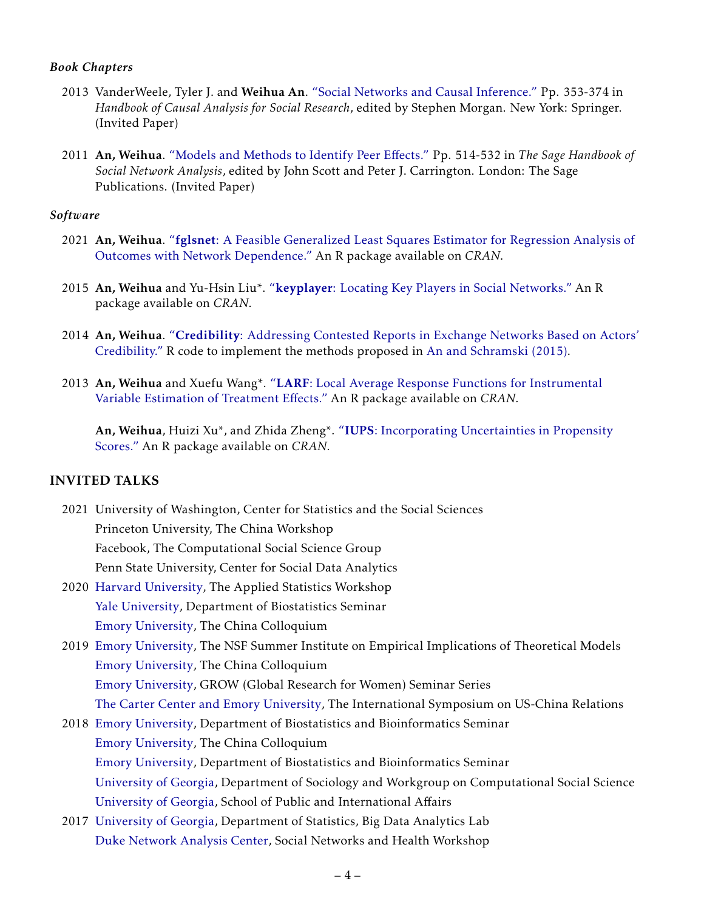### *Book Chapters*

2013 VanderWeele, Tyler J. and **Weihua An**. "Social Networks and Causal Inference." Pp. 353-374 in *Handbook of Causal Analysis for Social Research*, edited by Stephen Morgan. New York: Springer. (Invited Paper)

2011 **An, Weihua**. "Models and Methods to Identify Peer Effects." Pp. 514-532 in *The Sage Handbook of Social Network Analysis*, edited by John Scott and Peter J. Carrington. London: The Sage Publications. (Invited Paper)

### *Software*

2021 **An, Weihua**. "**fglsnet**: A Feasible Generalized Least Squares Estimator for Regression Analysis of Outcomes with Network Dependence." An R package available on *CRAN*.

2015 **An, Weihua** and Yu-Hsin Liu*. "**keyplayer**: Locating Key Players in Social Networks." An R package available on *CRAN*.

2014 **An, Weihua**. "**Credibility**: Addressing Contested Reports in Exchange Networks Based on Actors' Credibility." R code to implement the methods proposed in An and Schramski (2015).

2013 **An, Weihua** and Xuefu Wang*. "**LARF**: Local Average Response Functions for Instrumental Variable Estimation of Treatment Effects." An R package available on *CRAN*.

**An, Weihua**, Huizi Xu*, and Zhida Zheng*. "**IUPS**: Incorporating Uncertainties in Propensity Scores." An R package available on *CRAN*.

## INVITED TALKS

2021 University of Washington, Center for Statistics and the Social Sciences
Princeton University, The China Workshop
Facebook, The Computational Social Science Group
Penn State University, Center for Social Data Analytics

2020 Harvard University, The Applied Statistics Workshop
Yale University, Department of Biostatistics Seminar
Emory University, The China Colloquium

2019 Emory University, The NSF Summer Institute on Empirical Implications of Theoretical Models
Emory University, The China Colloquium
Emory University, GROW (Global Research for Women) Seminar Series
The Carter Center and Emory University, The International Symposium on US-China Relations

2018 Emory University, Department of Biostatistics and Bioinformatics Seminar
Emory University, The China Colloquium
Emory University, Department of Biostatistics and Bioinformatics Seminar
University of Georgia, Department of Sociology and Workgroup on Computational Social Science
University of Georgia, School of Public and International Affairs

2017 University of Georgia, Department of Statistics, Big Data Analytics Lab
Duke Network Analysis Center, Social Networks and Health Workshop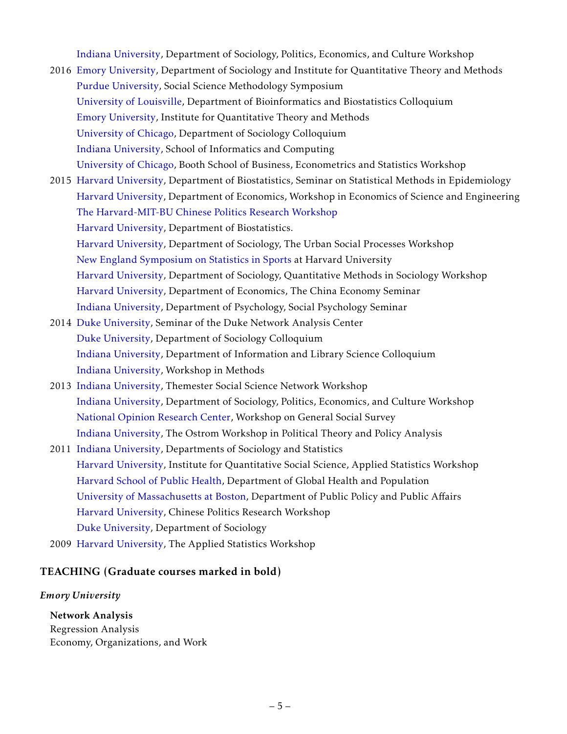Indiana University, Department of Sociology, Politics, Economics, and Culture Workshop

2016 Emory University, Department of Sociology and Institute for Quantitative Theory and Methods
Purdue University, Social Science Methodology Symposium
University of Louisville, Department of Bioinformatics and Biostatistics Colloquium
Emory University, Institute for Quantitative Theory and Methods
University of Chicago, Department of Sociology Colloquium
Indiana University, School of Informatics and Computing
University of Chicago, Booth School of Business, Econometrics and Statistics Workshop

2015 Harvard University, Department of Biostatistics, Seminar on Statistical Methods in Epidemiology
Harvard University, Department of Economics, Workshop in Economics of Science and Engineering
The Harvard-MIT-BU Chinese Politics Research Workshop
Harvard University, Department of Biostatistics.
Harvard University, Department of Sociology, The Urban Social Processes Workshop
New England Symposium on Statistics in Sports at Harvard University
Harvard University, Department of Sociology, Quantitative Methods in Sociology Workshop
Harvard University, Department of Economics, The China Economy Seminar
Indiana University, Department of Psychology, Social Psychology Seminar

2014 Duke University, Seminar of the Duke Network Analysis Center
Duke University, Department of Sociology Colloquium
Indiana University, Department of Information and Library Science Colloquium
Indiana University, Workshop in Methods

2013 Indiana University, Themester Social Science Network Workshop
Indiana University, Department of Sociology, Politics, Economics, and Culture Workshop
National Opinion Research Center, Workshop on General Social Survey
Indiana University, The Ostrom Workshop in Political Theory and Policy Analysis

2011 Indiana University, Departments of Sociology and Statistics
Harvard University, Institute for Quantitative Social Science, Applied Statistics Workshop
Harvard School of Public Health, Department of Global Health and Population
University of Massachusetts at Boston, Department of Public Policy and Public Affairs
Harvard University, Chinese Politics Research Workshop
Duke University, Department of Sociology

2009 Harvard University, The Applied Statistics Workshop

## TEACHING (Graduate courses marked in bold)

*Emory University*

**Network Analysis**
Regression Analysis
Economy, Organizations, and Work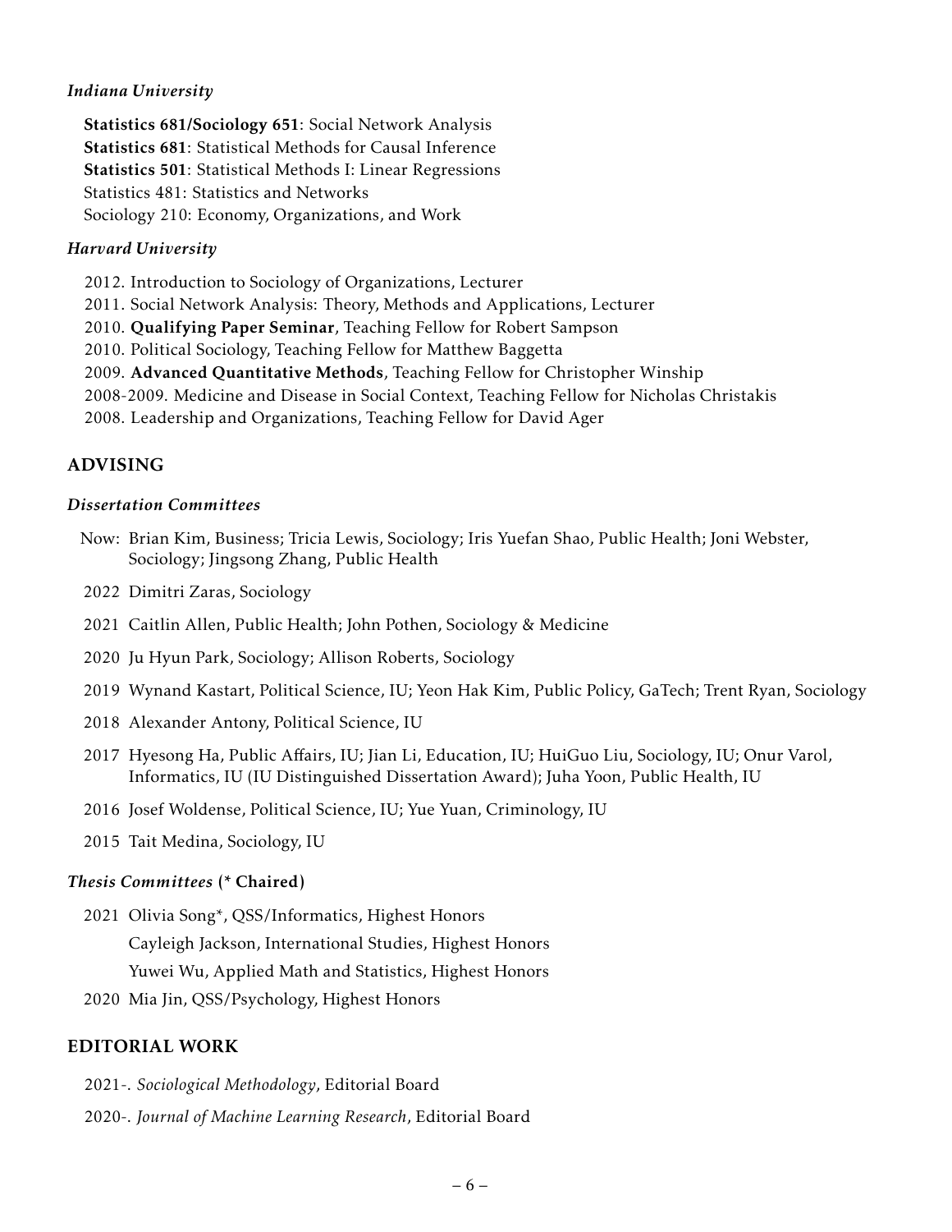### *Indiana University*

**Statistics 681/Sociology 651**: Social Network Analysis
**Statistics 681**: Statistical Methods for Causal Inference
**Statistics 501**: Statistical Methods I: Linear Regressions
Statistics 481: Statistics and Networks
Sociology 210: Economy, Organizations, and Work

### *Harvard University*

2012. Introduction to Sociology of Organizations, Lecturer
2011. Social Network Analysis: Theory, Methods and Applications, Lecturer
2010. **Qualifying Paper Seminar**, Teaching Fellow for Robert Sampson
2010. Political Sociology, Teaching Fellow for Matthew Baggetta
2009. **Advanced Quantitative Methods**, Teaching Fellow for Christopher Winship
2008-2009. Medicine and Disease in Social Context, Teaching Fellow for Nicholas Christakis
2008. Leadership and Organizations, Teaching Fellow for David Ager

## ADVISING

### *Dissertation Committees*

Now: Brian Kim, Business; Tricia Lewis, Sociology; Iris Yuefan Shao, Public Health; Joni Webster, Sociology; Jingsong Zhang, Public Health

2022 Dimitri Zaras, Sociology

2021 Caitlin Allen, Public Health; John Pothen, Sociology & Medicine

2020 Ju Hyun Park, Sociology; Allison Roberts, Sociology

2019 Wynand Kastart, Political Science, IU; Yeon Hak Kim, Public Policy, GaTech; Trent Ryan, Sociology

2018 Alexander Antony, Political Science, IU

2017 Hyesong Ha, Public Affairs, IU; Jian Li, Education, IU; HuiGuo Liu, Sociology, IU; Onur Varol, Informatics, IU (IU Distinguished Dissertation Award); Juha Yoon, Public Health, IU

2016 Josef Woldense, Political Science, IU; Yue Yuan, Criminology, IU

2015 Tait Medina, Sociology, IU

### *Thesis Committees* (* Chaired)

2021 Olivia Song*, QSS/Informatics, Highest Honors
Cayleigh Jackson, International Studies, Highest Honors
Yuwei Wu, Applied Math and Statistics, Highest Honors

2020 Mia Jin, QSS/Psychology, Highest Honors

## EDITORIAL WORK

2021-. *Sociological Methodology*, Editorial Board

2020-. *Journal of Machine Learning Research*, Editorial Board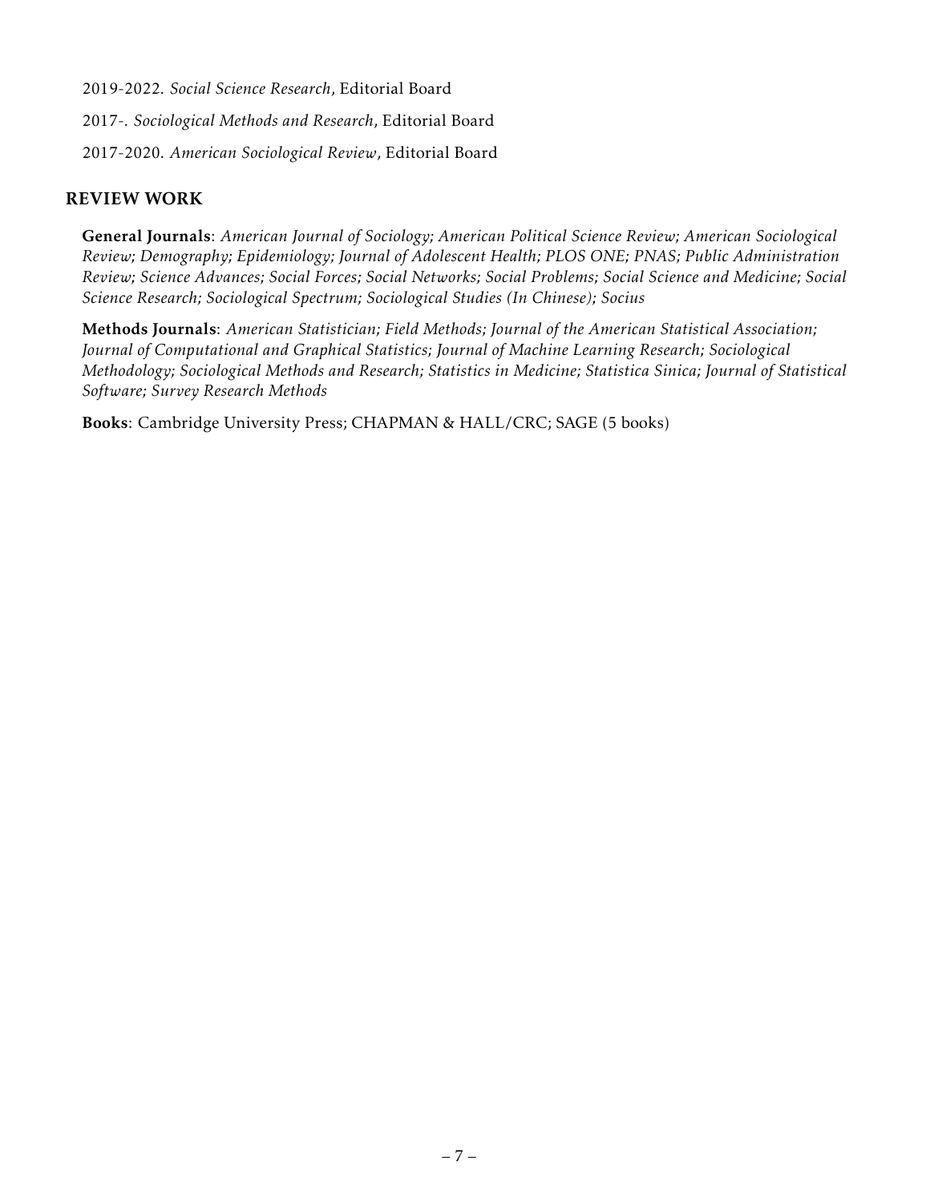2019-2022. *Social Science Research*, Editorial Board

2017-. *Sociological Methods and Research*, Editorial Board

2017-2020. *American Sociological Review*, Editorial Board

## REVIEW WORK

**General Journals**: *American Journal of Sociology; American Political Science Review; American Sociological Review; Demography; Epidemiology; Journal of Adolescent Health; PLOS ONE; PNAS; Public Administration Review; Science Advances; Social Forces; Social Networks; Social Problems; Social Science and Medicine; Social Science Research; Sociological Spectrum; Sociological Studies (In Chinese); Socius*

**Methods Journals**: *American Statistician; Field Methods; Journal of the American Statistical Association; Journal of Computational and Graphical Statistics; Journal of Machine Learning Research; Sociological Methodology; Sociological Methods and Research; Statistics in Medicine; Statistica Sinica; Journal of Statistical Software; Survey Research Methods*

**Books**: Cambridge University Press; CHAPMAN & HALL/CRC; SAGE (5 books)